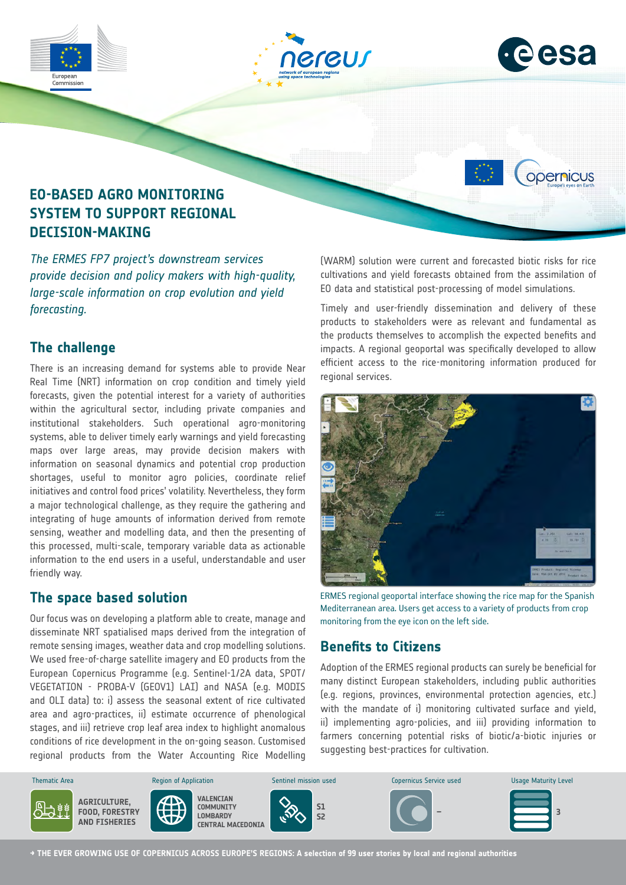# EO-BASED AGRO MONITORING SYSTEM TO SUPPORT REGIONAL DECISION-MAKING

*The ERMES FP7 project's downstream services provide decision and policy makers with high-quality, large-scale information on crop evolution and yield forecasting.*

## The challenge

There is an increasing demand for systems able to provide Near Real Time (NRT) information on crop condition and timely yield forecasts, given the potential interest for a variety of authorities within the agricultural sector, including private companies and institutional stakeholders. Such operational agro-monitoring systems, able to deliver timely early warnings and yield forecasting maps over large areas, may provide decision makers with information on seasonal dynamics and potential crop production shortages, useful to monitor agro policies, coordinate relief initiatives and control food prices' volatility. Nevertheless, they form a major technological challenge, as they require the gathering and integrating of huge amounts of information derived from remote sensing, weather and modelling data, and then the presenting of this processed, multi-scale, temporary variable data as actionable information to the end users in a useful, understandable and user friendly way.

## The space based solution

Our focus was on developing a platform able to create, manage and disseminate NRT spatialised maps derived from the integration of remote sensing images, weather data and crop modelling solutions. We used free-of-charge satellite imagery and EO products from the European Copernicus Programme (e.g. Sentinel-1/2A data, SPOT/VEGETATION - PROBA-V (GEOV1) LAI) and NASA (e.g. MODIS and OLI data) to: i) assess the seasonal extent of rice cultivated area and agro-practices, ii) estimate occurrence of phenological stages, and iii) retrieve crop leaf area index to highlight anomalous conditions of rice development in the on-going season. Customised regional products from the Water Accounting Rice Modelling (WARM) solution were current and forecasted biotic risks for rice cultivations and yield forecasts obtained from the assimilation of EO data and statistical post-processing of model simulations.

Timely and user-friendly dissemination and delivery of these products to stakeholders were as relevant and fundamental as the products themselves to accomplish the expected benefits and impacts. A regional geoportal was specifically developed to allow efficient access to the rice-monitoring information produced for regional services.

ERMES regional geoportal interface showing the rice map for the Spanish Mediterranean area. Users get access to a variety of products from crop monitoring from the eye icon on the left side.

## Benefits to Citizens

Adoption of the ERMES regional products can surely be beneficial for many distinct European stakeholders, including public authorities (e.g. regions, provinces, environmental protection agencies, etc.) with the mandate of i) monitoring cultivated surface and yield, ii) implementing agro-policies, and iii) providing information to farmers concerning potential risks of biotic/a-biotic injuries or suggesting best-practices for cultivation.

| Thematic Area | Region of Application | Sentinel mission used | Copernicus Service used | Usage Maturity Level |
|---|---|---|---|---|
| AGRICULTURE, FOOD, FORESTRY AND FISHERIES | VALENCIAN COMMUNITY, LOMBARDY, CENTRAL MACEDONIA | S1, S2 | – | 3 |

→ THE EVER GROWING USE OF COPERNICUS ACROSS EUROPE'S REGIONS: A selection of 99 user stories by local and regional authorities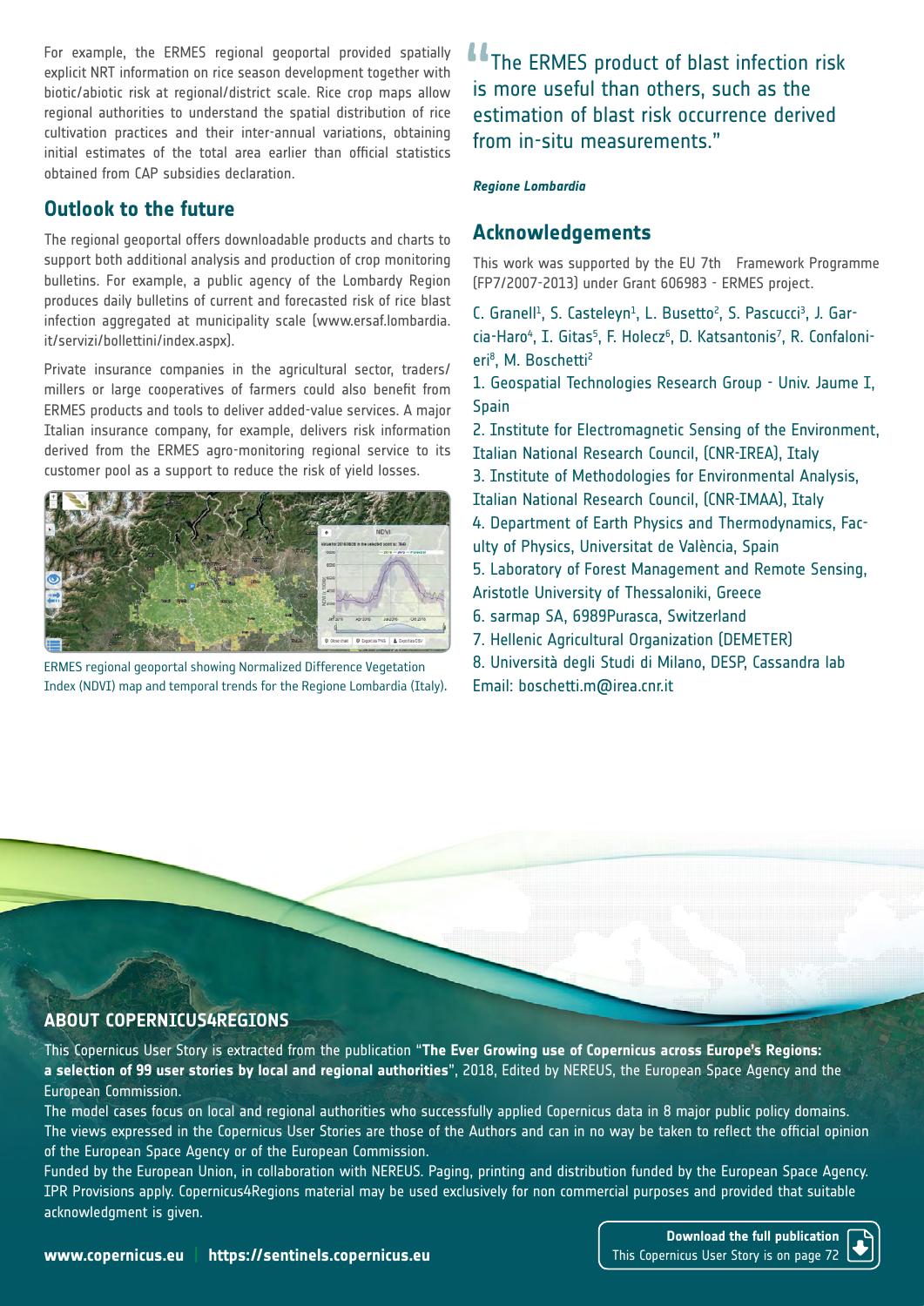For example, the ERMES regional geoportal provided spatially explicit NRT information on rice season development together with biotic/abiotic risk at regional/district scale. Rice crop maps allow regional authorities to understand the spatial distribution of rice cultivation practices and their inter-annual variations, obtaining initial estimates of the total area earlier than official statistics obtained from CAP subsidies declaration.

## Outlook to the future

The regional geoportal offers downloadable products and charts to support both additional analysis and production of crop monitoring bulletins. For example, a public agency of the Lombardy Region produces daily bulletins of current and forecasted risk of rice blast infection aggregated at municipality scale (www.ersaf.lombardia.it/servizi/bollettini/index.aspx).

Private insurance companies in the agricultural sector, traders/millers or large cooperatives of farmers could also benefit from ERMES products and tools to deliver added-value services. A major Italian insurance company, for example, delivers risk information derived from the ERMES agro-monitoring regional service to its customer pool as a support to reduce the risk of yield losses.

ERMES regional geoportal showing Normalized Difference Vegetation Index (NDVI) map and temporal trends for the Regione Lombardia (Italy).

> "The ERMES product of blast infection risk is more useful than others, such as the estimation of blast risk occurrence derived from in-situ measurements."
>
> ***Regione Lombardia***

## Acknowledgements

This work was supported by the EU 7th Framework Programme (FP7/2007-2013) under Grant 606983 - ERMES project.

C. Granell[1], S. Casteleyn[1], L. Busetto[2], S. Pascucci[3], J. Garcia-Haro[4], I. Gitas[5], F. Holecz[6], D. Katsantonis[7], R. Confalonieri[8], M. Boschetti[2]

1. Geospatial Technologies Research Group - Univ. Jaume I, Spain
2. Institute for Electromagnetic Sensing of the Environment, Italian National Research Council, (CNR-IREA), Italy
3. Institute of Methodologies for Environmental Analysis, Italian National Research Council, (CNR-IMAA), Italy
4. Department of Earth Physics and Thermodynamics, Faculty of Physics, Universitat de València, Spain
5. Laboratory of Forest Management and Remote Sensing, Aristotle University of Thessaloniki, Greece
6. sarmap SA, 6989Purasca, Switzerland
7. Hellenic Agricultural Organization (DEMETER)
8. Università degli Studi di Milano, DESP, Cassandra lab

Email: boschetti.m@irea.cnr.it

## ABOUT COPERNICUS4REGIONS

This Copernicus User Story is extracted from the publication "**The Ever Growing use of Copernicus across Europe's Regions: a selection of 99 user stories by local and regional authorities**", 2018, Edited by NEREUS, the European Space Agency and the European Commission.

The model cases focus on local and regional authorities who successfully applied Copernicus data in 8 major public policy domains. The views expressed in the Copernicus User Stories are those of the Authors and can in no way be taken to reflect the official opinion of the European Space Agency or of the European Commission.

Funded by the European Union, in collaboration with NEREUS. Paging, printing and distribution funded by the European Space Agency. IPR Provisions apply. Copernicus4Regions material may be used exclusively for non commercial purposes and provided that suitable acknowledgment is given.

**www.copernicus.eu** | **https://sentinels.copernicus.eu**

**Download the full publication**
This Copernicus User Story is on page 72